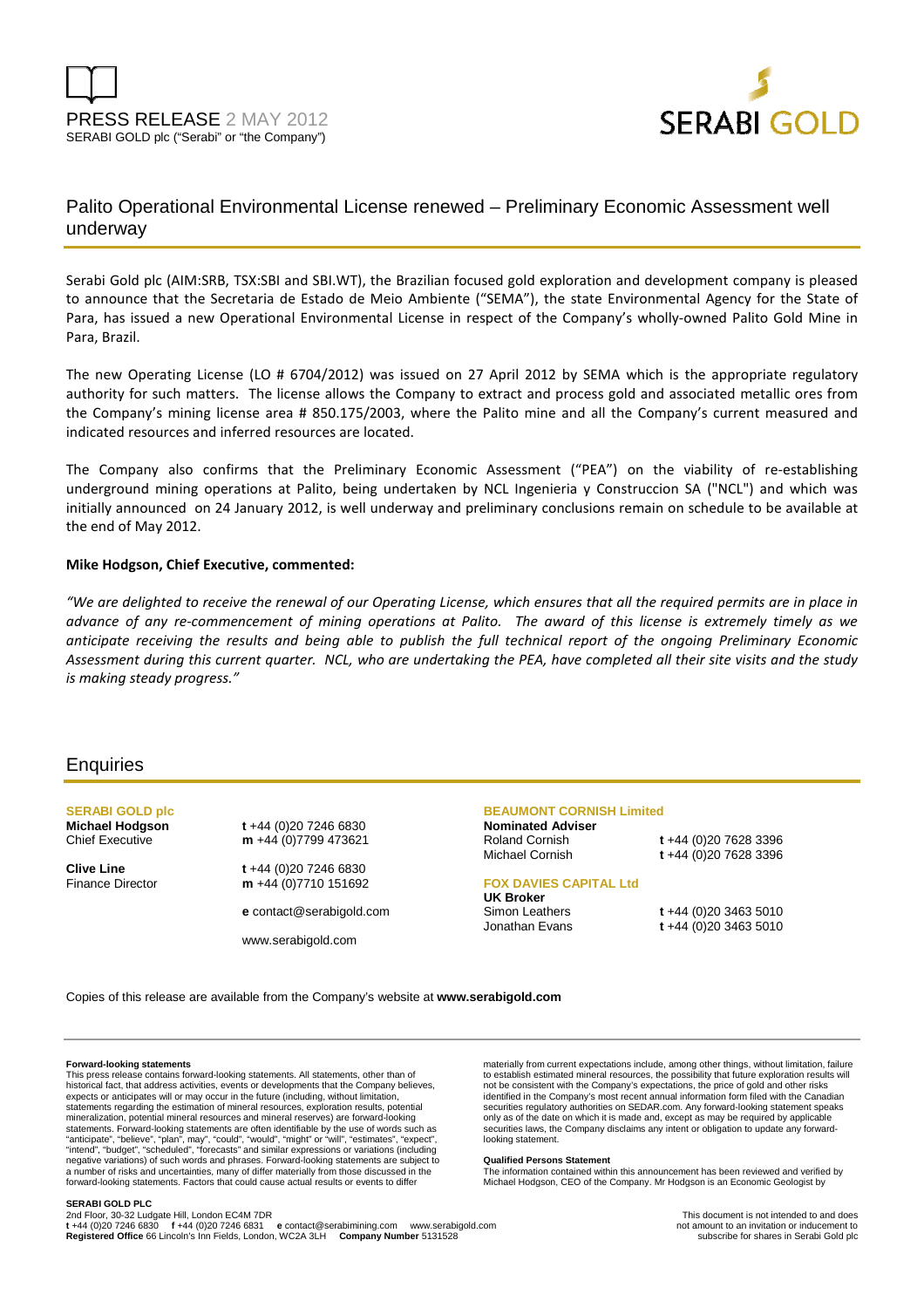PRESS RELEASE 2 MAY 2012
SERABI GOLD plc ("Serabi" or "the Company")

SERABI GOLD

# Palito Operational Environmental License renewed – Preliminary Economic Assessment well underway

Serabi Gold plc (AIM:SRB, TSX:SBI and SBI.WT), the Brazilian focused gold exploration and development company is pleased to announce that the Secretaria de Estado de Meio Ambiente ("SEMA"), the state Environmental Agency for the State of Para, has issued a new Operational Environmental License in respect of the Company's wholly-owned Palito Gold Mine in Para, Brazil.

The new Operating License (LO # 6704/2012) was issued on 27 April 2012 by SEMA which is the appropriate regulatory authority for such matters. The license allows the Company to extract and process gold and associated metallic ores from the Company's mining license area # 850.175/2003, where the Palito mine and all the Company's current measured and indicated resources and inferred resources are located.

The Company also confirms that the Preliminary Economic Assessment ("PEA") on the viability of re-establishing underground mining operations at Palito, being undertaken by NCL Ingenieria y Construccion SA ("NCL") and which was initially announced on 24 January 2012, is well underway and preliminary conclusions remain on schedule to be available at the end of May 2012.

**Mike Hodgson, Chief Executive, commented:**

*"We are delighted to receive the renewal of our Operating License, which ensures that all the required permits are in place in advance of any re-commencement of mining operations at Palito. The award of this license is extremely timely as we anticipate receiving the results and being able to publish the full technical report of the ongoing Preliminary Economic Assessment during this current quarter. NCL, who are undertaking the PEA, have completed all their site visits and the study is making steady progress."*

## Enquiries

**SERABI GOLD plc**

**Michael Hodgson** – Chief Executive
t +44 (0)20 7246 6830
m +44 (0)7799 473621

**Clive Line** – Finance Director
t +44 (0)20 7246 6830
m +44 (0)7710 151692

e contact@serabigold.com

www.serabigold.com

**BEAUMONT CORNISH Limited**

**Nominated Adviser**
Roland Cornish – t +44 (0)20 7628 3396
Michael Cornish – t +44 (0)20 7628 3396

**FOX DAVIES CAPITAL Ltd**

**UK Broker**
Simon Leathers – t +44 (0)20 3463 5010
Jonathan Evans – t +44 (0)20 3463 5010

Copies of this release are available from the Company's website at **www.serabigold.com**

**Forward-looking statements**
This press release contains forward-looking statements. All statements, other than of historical fact, that address activities, events or developments that the Company believes, expects or anticipates will or may occur in the future (including, without limitation, statements regarding the estimation of mineral resources, exploration results, potential mineralization, potential mineral resources and mineral reserves) are forward-looking statements. Forward-looking statements are often identifiable by the use of words such as "anticipate", "believe", "plan", may", "could", "would", "might" or "will", "estimates", "expect", "intend", "budget", "scheduled", "forecasts" and similar expressions or variations (including negative variations) of such words and phrases. Forward-looking statements are subject to a number of risks and uncertainties, many of differ materially from those discussed in the forward-looking statements. Factors that could cause actual results or events to differ materially from current expectations include, among other things, without limitation, failure to establish estimated mineral resources, the possibility that future exploration results will not be consistent with the Company's expectations, the price of gold and other risks identified in the Company's most recent annual information form filed with the Canadian securities regulatory authorities on SEDAR.com. Any forward-looking statement speaks only as of the date on which it is made and, except as may be required by applicable securities laws, the Company disclaims any intent or obligation to update any forward-looking statement.

**Qualified Persons Statement**
The information contained within this announcement has been reviewed and verified by Michael Hodgson, CEO of the Company. Mr Hodgson is an Economic Geologist by

**SERABI GOLD PLC**
2nd Floor, 30-32 Ludgate Hill, London EC4M 7DR
t +44 (0)20 7246 6830 f +44 (0)20 7246 6831 e contact@serabimining.com www.serabigold.com
**Registered Office** 66 Lincoln's Inn Fields, London, WC2A 3LH **Company Number** 5131528

This document is not intended to and does not amount to an invitation or inducement to subscribe for shares in Serabi Gold plc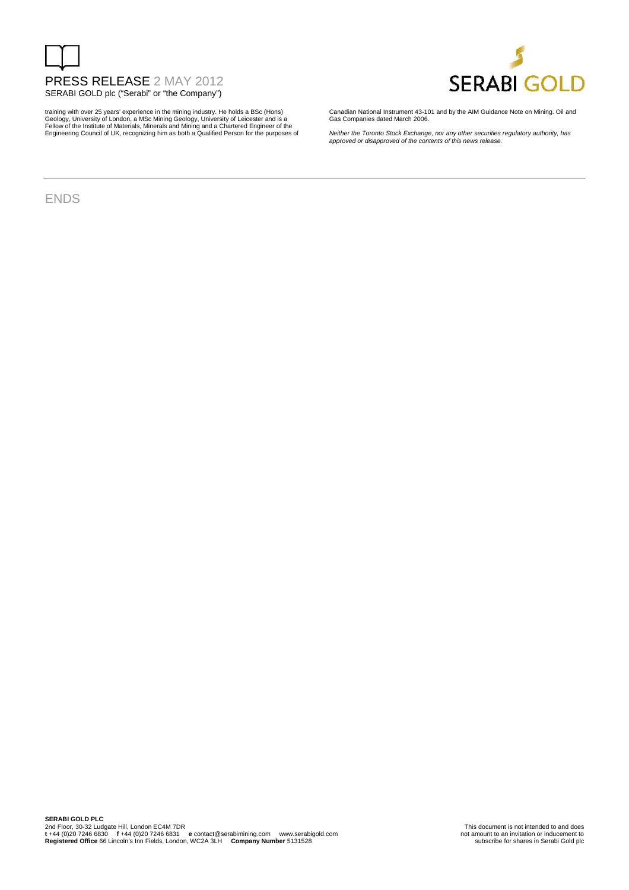training with over 25 years' experience in the mining industry. He holds a BSc (Hons) Geology, University of London, a MSc Mining Geology, University of Leicester and is a Fellow of the Institute of Materials, Minerals and Mining and a Chartered Engineer of the Engineering Council of UK, recognizing him as both a Qualified Person for the purposes of Canadian National Instrument 43-101 and by the AIM Guidance Note on Mining. Oil and Gas Companies dated March 2006.

*Neither the Toronto Stock Exchange, nor any other securities regulatory authority, has approved or disapproved of the contents of this news release.*

ENDS